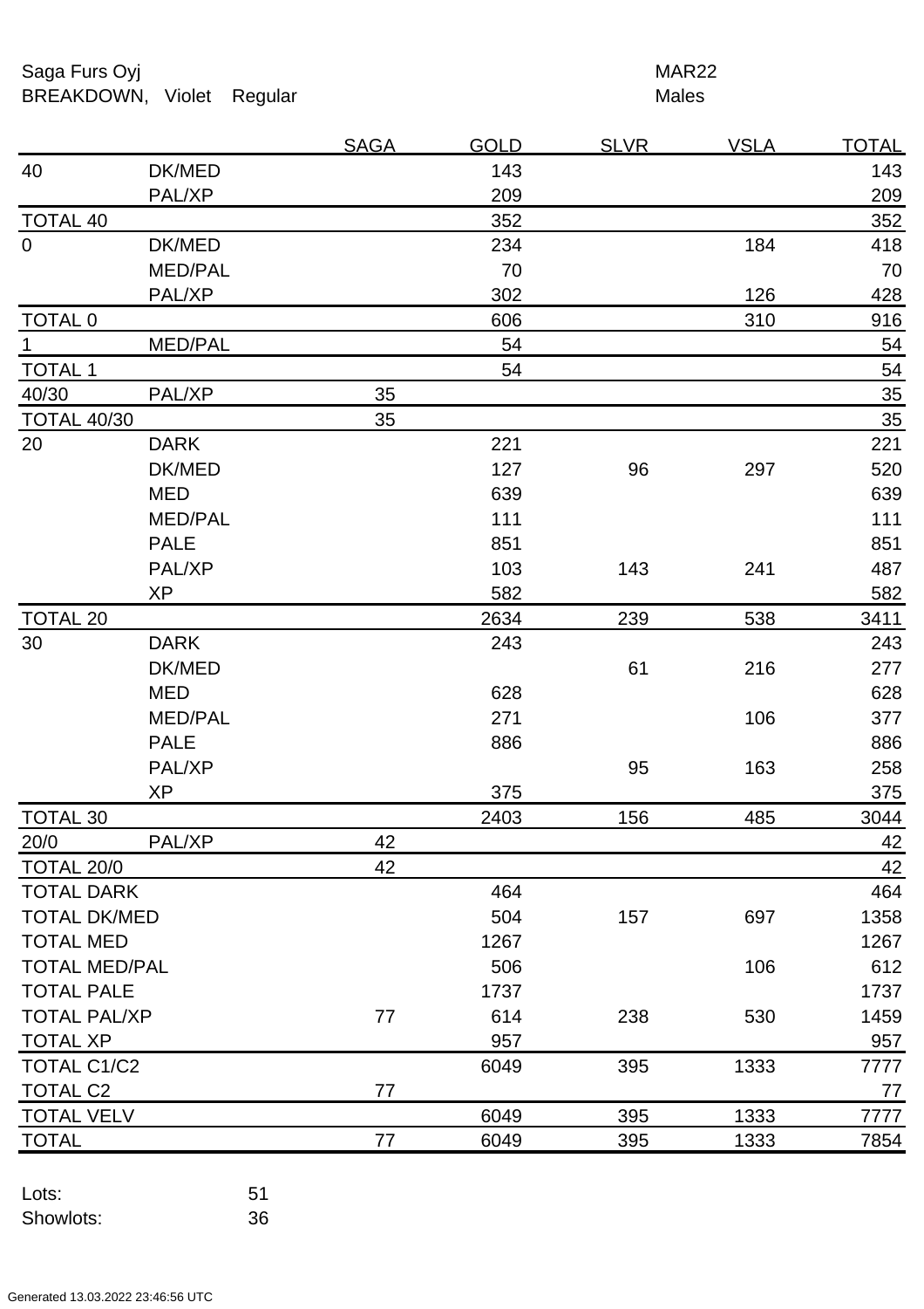Saga Furs Oyj MAR22
BREAKDOWN, Violet Regular Males

| | | SAGA | GOLD | SLVR | VSLA | TOTAL |
|---|---|---|---|---|---|---|
| 40 | DK/MED | | 143 | | | 143 |
| | PAL/XP | | 209 | | | 209 |
| TOTAL 40 | | | 352 | | | 352 |
| 0 | DK/MED | | 234 | | 184 | 418 |
| | MED/PAL | | 70 | | | 70 |
| | PAL/XP | | 302 | | 126 | 428 |
| TOTAL 0 | | | 606 | | 310 | 916 |
| 1 | MED/PAL | | 54 | | | 54 |
| TOTAL 1 | | | 54 | | | 54 |
| 40/30 | PAL/XP | 35 | | | | 35 |
| TOTAL 40/30 | | 35 | | | | 35 |
| 20 | DARK | | 221 | | | 221 |
| | DK/MED | | 127 | 96 | 297 | 520 |
| | MED | | 639 | | | 639 |
| | MED/PAL | | 111 | | | 111 |
| | PALE | | 851 | | | 851 |
| | PAL/XP | | 103 | 143 | 241 | 487 |
| | XP | | 582 | | | 582 |
| TOTAL 20 | | | 2634 | 239 | 538 | 3411 |
| 30 | DARK | | 243 | | | 243 |
| | DK/MED | | | 61 | 216 | 277 |
| | MED | | 628 | | | 628 |
| | MED/PAL | | 271 | | 106 | 377 |
| | PALE | | 886 | | | 886 |
| | PAL/XP | | | 95 | 163 | 258 |
| | XP | | 375 | | | 375 |
| TOTAL 30 | | | 2403 | 156 | 485 | 3044 |
| 20/0 | PAL/XP | 42 | | | | 42 |
| TOTAL 20/0 | | 42 | | | | 42 |
| TOTAL DARK | | | 464 | | | 464 |
| TOTAL DK/MED | | | 504 | 157 | 697 | 1358 |
| TOTAL MED | | | 1267 | | | 1267 |
| TOTAL MED/PAL | | | 506 | | 106 | 612 |
| TOTAL PALE | | | 1737 | | | 1737 |
| TOTAL PAL/XP | | 77 | 614 | 238 | 530 | 1459 |
| TOTAL XP | | | 957 | | | 957 |
| TOTAL C1/C2 | | | 6049 | 395 | 1333 | 7777 |
| TOTAL C2 | | 77 | | | | 77 |
| TOTAL VELV | | | 6049 | 395 | 1333 | 7777 |
| TOTAL | | 77 | 6049 | 395 | 1333 | 7854 |

Lots: 51
Showlots: 36

Generated 13.03.2022 23:46:56 UTC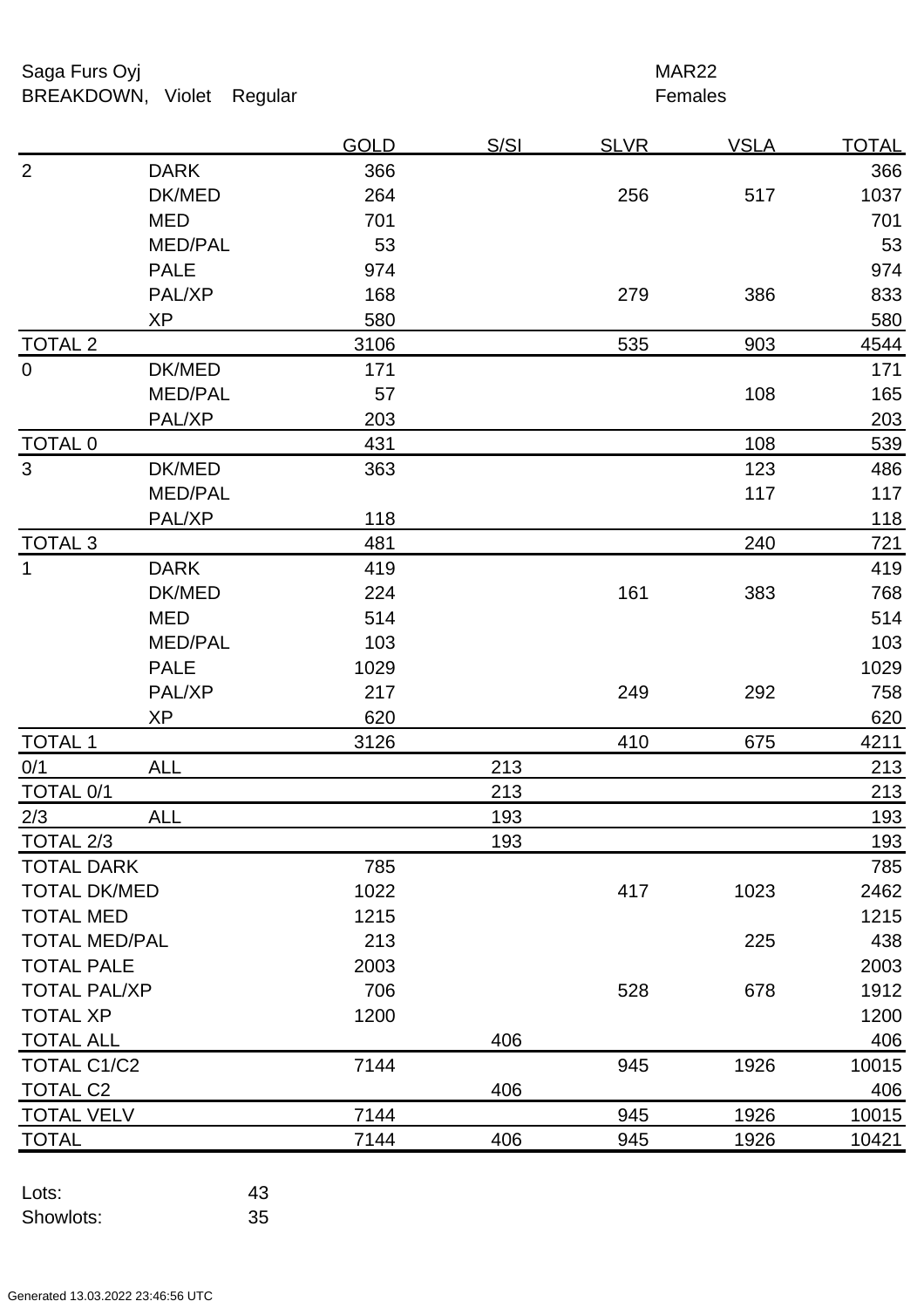Saga Furs Oyj
BREAKDOWN, Violet Regular

MAR22
Females

| | | GOLD | S/SI | SLVR | VSLA | TOTAL |
|---|---|---|---|---|---|---|
| 2 | DARK | 366 | | | | 366 |
| | DK/MED | 264 | | 256 | 517 | 1037 |
| | MED | 701 | | | | 701 |
| | MED/PAL | 53 | | | | 53 |
| | PALE | 974 | | | | 974 |
| | PAL/XP | 168 | | 279 | 386 | 833 |
| | XP | 580 | | | | 580 |
| TOTAL 2 | | 3106 | | 535 | 903 | 4544 |
| 0 | DK/MED | 171 | | | | 171 |
| | MED/PAL | 57 | | | 108 | 165 |
| | PAL/XP | 203 | | | | 203 |
| TOTAL 0 | | 431 | | | 108 | 539 |
| 3 | DK/MED | 363 | | | 123 | 486 |
| | MED/PAL | | | | 117 | 117 |
| | PAL/XP | 118 | | | | 118 |
| TOTAL 3 | | 481 | | | 240 | 721 |
| 1 | DARK | 419 | | | | 419 |
| | DK/MED | 224 | | 161 | 383 | 768 |
| | MED | 514 | | | | 514 |
| | MED/PAL | 103 | | | | 103 |
| | PALE | 1029 | | | | 1029 |
| | PAL/XP | 217 | | 249 | 292 | 758 |
| | XP | 620 | | | | 620 |
| TOTAL 1 | | 3126 | | 410 | 675 | 4211 |
| 0/1 | ALL | | 213 | | | 213 |
| TOTAL 0/1 | | | 213 | | | 213 |
| 2/3 | ALL | | 193 | | | 193 |
| TOTAL 2/3 | | | 193 | | | 193 |
| TOTAL DARK | | 785 | | | | 785 |
| TOTAL DK/MED | | 1022 | | 417 | 1023 | 2462 |
| TOTAL MED | | 1215 | | | | 1215 |
| TOTAL MED/PAL | | 213 | | | 225 | 438 |
| TOTAL PALE | | 2003 | | | | 2003 |
| TOTAL PAL/XP | | 706 | | 528 | 678 | 1912 |
| TOTAL XP | | 1200 | | | | 1200 |
| TOTAL ALL | | | 406 | | | 406 |
| TOTAL C1/C2 | | 7144 | | 945 | 1926 | 10015 |
| TOTAL C2 | | | 406 | | | 406 |
| TOTAL VELV | | 7144 | | 945 | 1926 | 10015 |
| TOTAL | | 7144 | 406 | 945 | 1926 | 10421 |

Lots: 43
Showlots: 35

Generated 13.03.2022 23:46:56 UTC